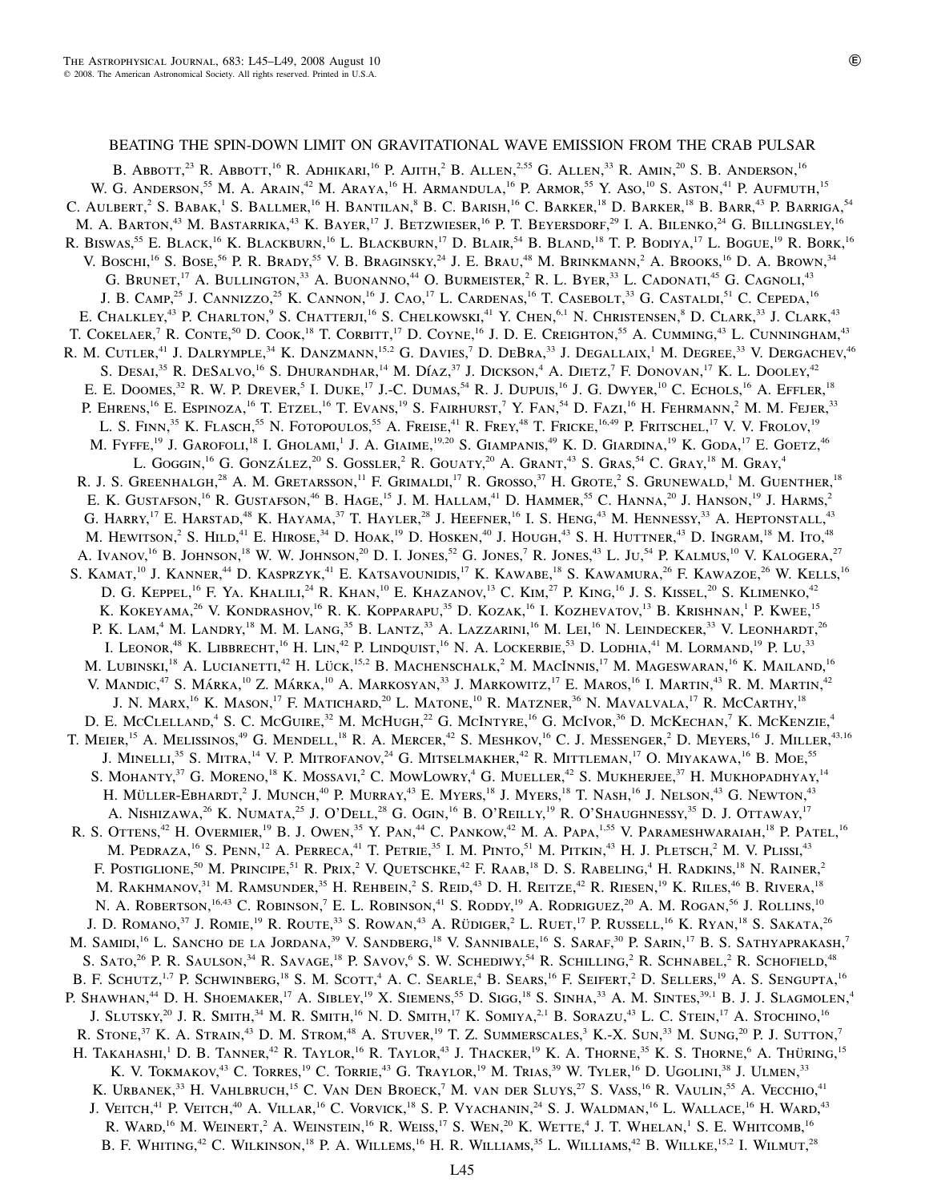# BEATING THE SPIN-DOWN LIMIT ON GRAVITATIONAL WAVE EMISSION FROM THE CRAB PULSAR

B. Abbott,[23] R. Abbott,[16] R. Adhikari,[16] P. Ajith,[2] B. Allen,[2,55] G. Allen,[33] R. Amin,[20] S. B. Anderson,[16] W. G. Anderson,[55] M. A. Arain,[42] M. Araya,[16] H. Armandula,[16] P. Armor,[55] Y. Aso,[10] S. Aston,[41] P. Aufmuth,[15] C. Aulbert,[2] S. Babak,[1] S. Ballmer,[16] H. Bantilan,[8] B. C. Barish,[16] C. Barker,[18] D. Barker,[18] B. Barr,[43] P. Barriga,[54] M. A. Barton,[43] M. Bastarrika,[43] K. Bayer,[17] J. Betzwieser,[16] P. T. Beyersdorf,[29] I. A. Bilenko,[24] G. Billingsley,[16] R. Biswas,[55] E. Black,[16] K. Blackburn,[16] L. Blackburn,[17] D. Blair,[54] B. Bland,[18] T. P. Bodiya,[17] L. Bogue,[19] R. Bork,[16] V. Boschi,[16] S. Bose,[56] P. R. Brady,[55] V. B. Braginsky,[24] J. E. Brau,[48] M. Brinkmann,[2] A. Brooks,[16] D. A. Brown,[34] G. Brunet,[17] A. Bullington,[33] A. Buonanno,[44] O. Burmeister,[2] R. L. Byer,[33] L. Cadonati,[45] G. Cagnoli,[43] J. B. Camp,[25] J. Cannizzo,[25] K. Cannon,[16] J. Cao,[17] L. Cardenas,[16] T. Casebolt,[33] G. Castaldi,[51] C. Cepeda,[16] E. Chalkley,[43] P. Charlton,[9] S. Chatterji,[16] S. Chelkowski,[41] Y. Chen,[6,1] N. Christensen,[8] D. Clark,[33] J. Clark,[43] T. Cokelaer,[7] R. Conte,[50] D. Cook,[18] T. Corbitt,[17] D. Coyne,[16] J. D. E. Creighton,[55] A. Cumming,[43] L. Cunningham,[43] R. M. Cutler,[41] J. Dalrymple,[34] K. Danzmann,[15,2] G. Davies,[7] D. DeBra,[33] J. Degallaix,[1] M. Degree,[33] V. Dergachev,[46] S. Desai,[35] R. DeSalvo,[16] S. Dhurandhar,[14] M. Díaz,[37] J. Dickson,[4] A. Dietz,[7] F. Donovan,[17] K. L. Dooley,[42] E. E. Doomes,[32] R. W. P. Drever,[5] I. Duke,[17] J.-C. Dumas,[54] R. J. Dupuis,[16] J. G. Dwyer,[10] C. Echols,[16] A. Effler,[18] P. Ehrens,[16] E. Espinoza,[16] T. Etzel,[16] T. Evans,[19] S. Fairhurst,[7] Y. Fan,[54] D. Fazi,[16] H. Fehrmann,[2] M. M. Fejer,[33] L. S. Finn,[35] K. Flasch,[55] N. Fotopoulos,[55] A. Freise,[41] R. Frey,[48] T. Fricke,[16,49] P. Fritschel,[17] V. V. Frolov,[19] M. Fyffe,[19] J. Garofoli,[18] I. Gholami,[1] J. A. Giaime,[19,20] S. Giampanis,[49] K. D. Giardina,[19] K. Goda,[17] E. Goetz,[46] L. Goggin,[16] G. González,[20] S. Gossler,[2] R. Gouaty,[20] A. Grant,[43] S. Gras,[54] C. Gray,[18] M. Gray,[4] R. J. S. Greenhalgh,[28] A. M. Gretarsson,[11] F. Grimaldi,[17] R. Grosso,[37] H. Grote,[2] S. Grunewald,[1] M. Guenther,[18] E. K. Gustafson,[16] R. Gustafson,[46] B. Hage,[15] J. M. Hallam,[41] D. Hammer,[55] C. Hanna,[20] J. Hanson,[19] J. Harms,[2] G. Harry,[17] E. Harstad,[48] K. Hayama,[37] T. Hayler,[28] J. Heefner,[16] I. S. Heng,[43] M. Hennessy,[33] A. Heptonstall,[43] M. Hewitson,[2] S. Hild,[41] E. Hirose,[34] D. Hoak,[19] D. Hosken,[40] J. Hough,[43] S. H. Huttner,[43] D. Ingram,[18] M. Ito,[48] A. Ivanov,[16] B. Johnson,[18] W. W. Johnson,[20] D. I. Jones,[52] G. Jones,[7] R. Jones,[43] L. Ju,[54] P. Kalmus,[10] V. Kalogera,[27] S. Kamat,[10] J. Kanner,[44] D. Kasprzyk,[41] E. Katsavounidis,[17] K. Kawabe,[18] S. Kawamura,[26] F. Kawazoe,[26] W. Kells,[16] D. G. Keppel,[16] F. Ya. Khalili,[24] R. Khan,[10] E. Khazanov,[13] C. Kim,[27] P. King,[16] J. S. Kissel,[20] S. Klimenko,[42] K. Kokeyama,[26] V. Kondrashov,[16] R. K. Kopparapu,[35] D. Kozak,[16] I. Kozhevatov,[13] B. Krishnan,[1] P. Kwee,[15] P. K. Lam,[4] M. Landry,[18] M. M. Lang,[35] B. Lantz,[33] A. Lazzarini,[16] M. Lei,[16] N. Leindecker,[33] V. Leonhardt,[26] I. Leonor,[48] K. Libbrecht,[16] H. Lin,[42] P. Lindquist,[16] N. A. Lockerbie,[53] D. Lodhia,[41] M. Lormand,[19] P. Lu,[33] M. Lubinski,[18] A. Lucianetti,[42] H. Lück,[15,2] B. Machenschalk,[2] M. MacInnis,[17] M. Mageswaran,[16] K. Mailand,[16] V. Mandic,[47] S. Márka,[10] Z. Márka,[10] A. Markosyan,[33] J. Markowitz,[17] E. Maros,[16] I. Martin,[43] R. M. Martin,[42] J. N. Marx,[16] K. Mason,[17] F. Matichard,[20] L. Matone,[10] R. Matzner,[36] N. Mavalvala,[17] R. McCarthy,[18] D. E. McClelland,[4] S. C. McGuire,[32] M. McHugh,[22] G. McIntyre,[16] G. McIvor,[36] D. McKechan,[7] K. McKenzie,[4] T. Meier,[15] A. Melissinos,[49] G. Mendell,[18] R. A. Mercer,[42] S. Meshkov,[16] C. J. Messenger,[2] D. Meyers,[16] J. Miller,[43,16] J. Minelli,[35] S. Mitra,[14] V. P. Mitrofanov,[24] G. Mitselmakher,[42] R. Mittleman,[17] O. Miyakawa,[16] B. Moe,[55] S. Mohanty,[37] G. Moreno,[18] K. Mossavi,[2] C. MowLowry,[4] G. Mueller,[42] S. Mukherjee,[37] H. Mukhopadhyay,[14] H. Müller-Ebhardt,[2] J. Munch,[40] P. Murray,[43] E. Myers,[18] J. Myers,[18] T. Nash,[16] J. Nelson,[43] G. Newton,[43] A. Nishizawa,[26] K. Numata,[25] J. O'Dell,[28] G. Ogin,[16] B. O'Reilly,[19] R. O'Shaughnessy,[35] D. J. Ottaway,[17] R. S. Ottens,[42] H. Overmier,[19] B. J. Owen,[35] Y. Pan,[44] C. Pankow,[42] M. A. Papa,[1,55] V. Parameshwaraiah,[18] P. Patel,[16] M. Pedraza,[16] S. Penn,[12] A. Perreca,[41] T. Petrie,[35] I. M. Pinto,[51] M. Pitkin,[43] H. J. Pletsch,[2] M. V. Plissi,[43] F. Postiglione,[50] M. Principe,[51] R. Prix,[2] V. Quetschke,[42] F. Raab,[18] D. S. Rabeling,[4] H. Radkins,[18] N. Rainer,[2] M. Rakhmanov,[31] M. Ramsunder,[35] H. Rehbein,[2] S. Reid,[43] D. H. Reitze,[42] R. Riesen,[19] K. Riles,[46] B. Rivera,[18] N. A. Robertson,[16,43] C. Robinson,[7] E. L. Robinson,[41] S. Roddy,[19] A. Rodriguez,[20] A. M. Rogan,[56] J. Rollins,[10] J. D. Romano,[37] J. Romie,[19] R. Route,[33] S. Rowan,[43] A. Rüdiger,[2] L. Ruet,[17] P. Russell,[16] K. Ryan,[18] S. Sakata,[26] M. Samidi,[16] L. Sancho de la Jordana,[39] V. Sandberg,[18] V. Sannibale,[16] S. Saraf,[30] P. Sarin,[17] B. S. Sathyaprakash,[7] S. Sato,[26] P. R. Saulson,[34] R. Savage,[18] P. Savov,[6] S. W. Schediwy,[54] R. Schilling,[2] R. Schnabel,[2] R. Schofield,[48] B. F. Schutz,[1,7] P. Schwinberg,[18] S. M. Scott,[4] A. C. Searle,[4] B. Sears,[16] F. Seifert,[2] D. Sellers,[19] A. S. Sengupta,[16] P. Shawhan,[44] D. H. Shoemaker,[17] A. Sibley,[19] X. Siemens,[55] D. Sigg,[18] S. Sinha,[33] A. M. Sintes,[39,1] B. J. J. Slagmolen,[4] J. Slutsky,[20] J. R. Smith,[34] M. R. Smith,[16] N. D. Smith,[17] K. Somiya,[2,1] B. Sorazu,[43] L. C. Stein,[17] A. Stochino,[16] R. Stone,[37] K. A. Strain,[43] D. M. Strom,[48] A. Stuver,[19] T. Z. Summerscales,[3] K.-X. Sun,[33] M. Sung,[20] P. J. Sutton,[7] H. Takahashi,[1] D. B. Tanner,[42] R. Taylor,[16] R. Taylor,[43] J. Thacker,[19] K. A. Thorne,[35] K. S. Thorne,[6] A. Thüring,[15] K. V. Tokmakov,[43] C. Torres,[19] C. Torrie,[43] G. Traylor,[19] M. Trias,[39] W. Tyler,[16] D. Ugolini,[38] J. Ulmen,[33] K. Urbanek,[33] H. Vahlbruch,[15] C. Van Den Broeck,[7] M. van der Sluys,[27] S. Vass,[16] R. Vaulin,[55] A. Vecchio,[41] J. Veitch,[41] P. Veitch,[40] A. Villar,[16] C. Vorvick,[18] S. P. Vyachanin,[24] S. J. Waldman,[16] L. Wallace,[16] H. Ward,[43] R. Ward,[16] M. Weinert,[2] A. Weinstein,[16] R. Weiss,[17] S. Wen,[20] K. Wette,[4] J. T. Whelan,[1] S. E. Whitcomb,[16] B. F. Whiting,[42] C. Wilkinson,[18] P. A. Willems,[16] H. R. Williams,[35] L. Williams,[42] B. Willke,[15,2] I. Wilmut,[28]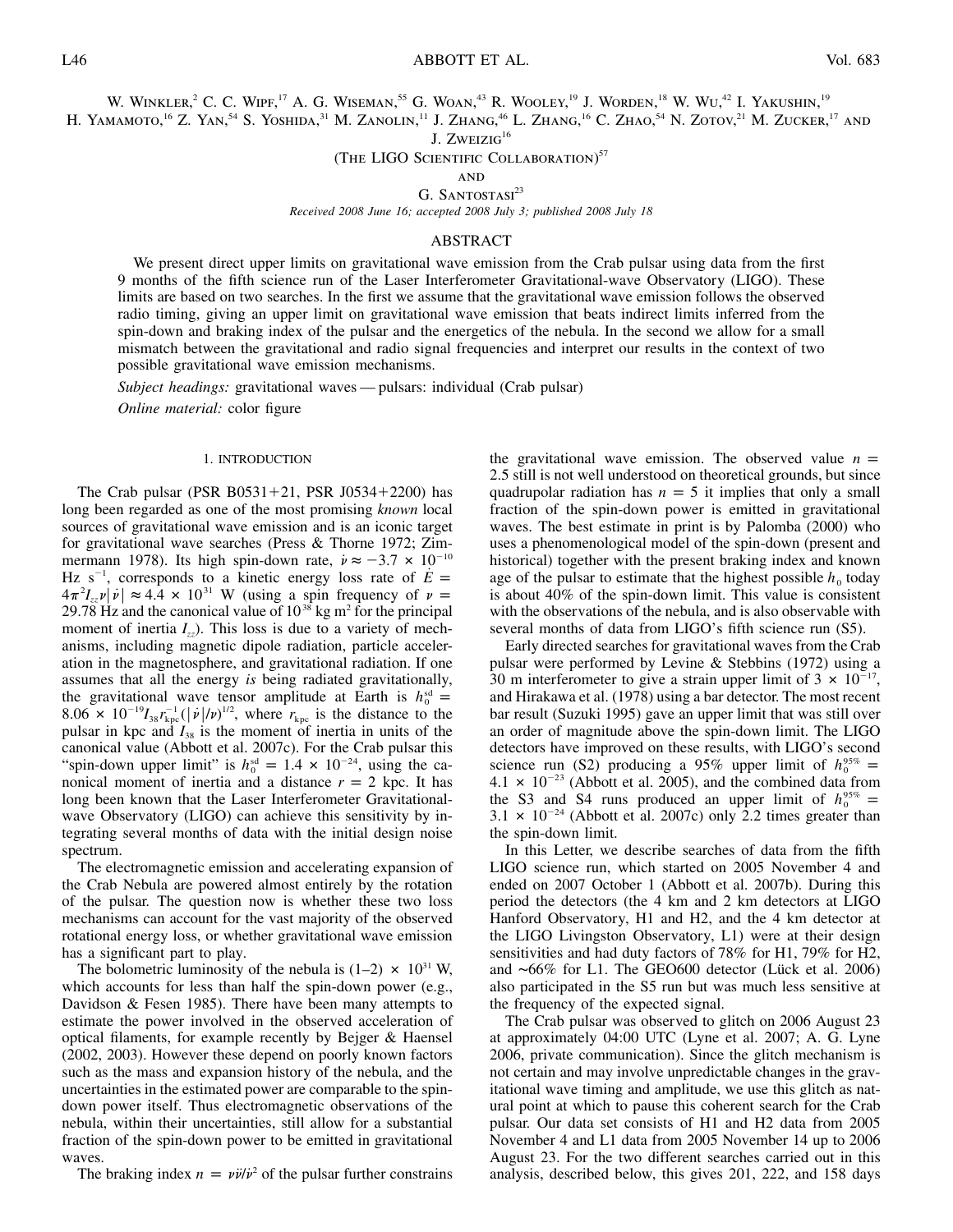W. Winkler,[2] C. C. Wipf,[17] A. G. Wiseman,[55] G. Woan,[43] R. Wooley,[19] J. Worden,[18] W. Wu,[42] I. Yakushin,[19] H. Yamamoto,[16] Z. Yan,[54] S. Yoshida,[31] M. Zanolin,[11] J. Zhang,[46] L. Zhang,[16] C. Zhao,[54] N. Zotov,[21] M. Zucker,[17] and J. Zweizig[16]

(The LIGO Scientific Collaboration)[57]

and

G. Santostasi[23]

*Received 2008 June 16; accepted 2008 July 3; published 2008 July 18*

## ABSTRACT

We present direct upper limits on gravitational wave emission from the Crab pulsar using data from the first 9 months of the fifth science run of the Laser Interferometer Gravitational-wave Observatory (LIGO). These limits are based on two searches. In the first we assume that the gravitational wave emission follows the observed radio timing, giving an upper limit on gravitational wave emission that beats indirect limits inferred from the spin-down and braking index of the pulsar and the energetics of the nebula. In the second we allow for a small mismatch between the gravitational and radio signal frequencies and interpret our results in the context of two possible gravitational wave emission mechanisms.

*Subject headings:* gravitational waves — pulsars: individual (Crab pulsar)

*Online material:* color figure

## 1. INTRODUCTION

The Crab pulsar (PSR B0531+21, PSR J0534+2200) has long been regarded as one of the most promising *known* local sources of gravitational wave emission and is an iconic target for gravitational wave searches (Press & Thorne 1972; Zimmermann 1978). Its high spin-down rate, $\dot{\nu} \approx -3.7 \times 10^{-10}$ Hz s$^{-1}$, corresponds to a kinetic energy loss rate of $\dot{E} = 4\pi^2 I_{zz}\nu|\dot{\nu}| \approx 4.4 \times 10^{31}$ W (using a spin frequency of $\nu = 29.78$ Hz and the canonical value of $10^{38}$ kg m$^2$ for the principal moment of inertia $I_{zz}$). This loss is due to a variety of mechanisms, including magnetic dipole radiation, particle acceleration in the magnetosphere, and gravitational radiation. If one assumes that all the energy *is* being radiated gravitationally, the gravitational wave tensor amplitude at Earth is $h_0^{\rm sd} = 8.06 \times 10^{-19} I_{38} r_{\rm kpc}^{-1}(|\dot{\nu}|/\nu)^{1/2}$, where $r_{\rm kpc}$ is the distance to the pulsar in kpc and $I_{38}$ is the moment of inertia in units of the canonical value (Abbott et al. 2007c). For the Crab pulsar this "spin-down upper limit" is $h_0^{\rm sd} = 1.4 \times 10^{-24}$, using the canonical moment of inertia and a distance $r = 2$ kpc. It has long been known that the Laser Interferometer Gravitational-wave Observatory (LIGO) can achieve this sensitivity by integrating several months of data with the initial design noise spectrum.

The electromagnetic emission and accelerating expansion of the Crab Nebula are powered almost entirely by the rotation of the pulsar. The question now is whether these two loss mechanisms can account for the vast majority of the observed rotational energy loss, or whether gravitational wave emission has a significant part to play.

The bolometric luminosity of the nebula is $(1\text{–}2) \times 10^{31}$ W, which accounts for less than half the spin-down power (e.g., Davidson & Fesen 1985). There have been many attempts to estimate the power involved in the observed acceleration of optical filaments, for example recently by Bejger & Haensel (2002, 2003). However these depend on poorly known factors such as the mass and expansion history of the nebula, and the uncertainties in the estimated power are comparable to the spin-down power itself. Thus electromagnetic observations of the nebula, within their uncertainties, still allow for a substantial fraction of the spin-down power to be emitted in gravitational waves.

The braking index $n = \nu\ddot{\nu}/\dot{\nu}^2$ of the pulsar further constrains the gravitational wave emission. The observed value $n = 2.5$ still is not well understood on theoretical grounds, but since quadrupolar radiation has $n = 5$ it implies that only a small fraction of the spin-down power is emitted in gravitational waves. The best estimate in print is by Palomba (2000) who uses a phenomenological model of the spin-down (present and historical) together with the present braking index and known age of the pulsar to estimate that the highest possible $h_0$ today is about 40% of the spin-down limit. This value is consistent with the observations of the nebula, and is also observable with several months of data from LIGO's fifth science run (S5).

Early directed searches for gravitational waves from the Crab pulsar were performed by Levine & Stebbins (1972) using a 30 m interferometer to give a strain upper limit of $3 \times 10^{-17}$, and Hirakawa et al. (1978) using a bar detector. The most recent bar result (Suzuki 1995) gave an upper limit that was still over an order of magnitude above the spin-down limit. The LIGO detectors have improved on these results, with LIGO's second science run (S2) producing a 95% upper limit of $h_0^{95\%} = 4.1 \times 10^{-23}$ (Abbott et al. 2005), and the combined data from the S3 and S4 runs produced an upper limit of $h_0^{95\%} = 3.1 \times 10^{-24}$ (Abbott et al. 2007c) only 2.2 times greater than the spin-down limit.

In this Letter, we describe searches of data from the fifth LIGO science run, which started on 2005 November 4 and ended on 2007 October 1 (Abbott et al. 2007b). During this period the detectors (the 4 km and 2 km detectors at LIGO Hanford Observatory, H1 and H2, and the 4 km detector at the LIGO Livingston Observatory, L1) were at their design sensitivities and had duty factors of 78% for H1, 79% for H2, and ~66% for L1. The GEO600 detector (Lück et al. 2006) also participated in the S5 run but was much less sensitive at the frequency of the expected signal.

The Crab pulsar was observed to glitch on 2006 August 23 at approximately 04:00 UTC (Lyne et al. 2007; A. G. Lyne 2006, private communication). Since the glitch mechanism is not certain and may involve unpredictable changes in the gravitational wave timing and amplitude, we use this glitch as natural point at which to pause this coherent search for the Crab pulsar. Our data set consists of H1 and H2 data from 2005 November 4 and L1 data from 2005 November 14 up to 2006 August 23. For the two different searches carried out in this analysis, described below, this gives 201, 222, and 158 days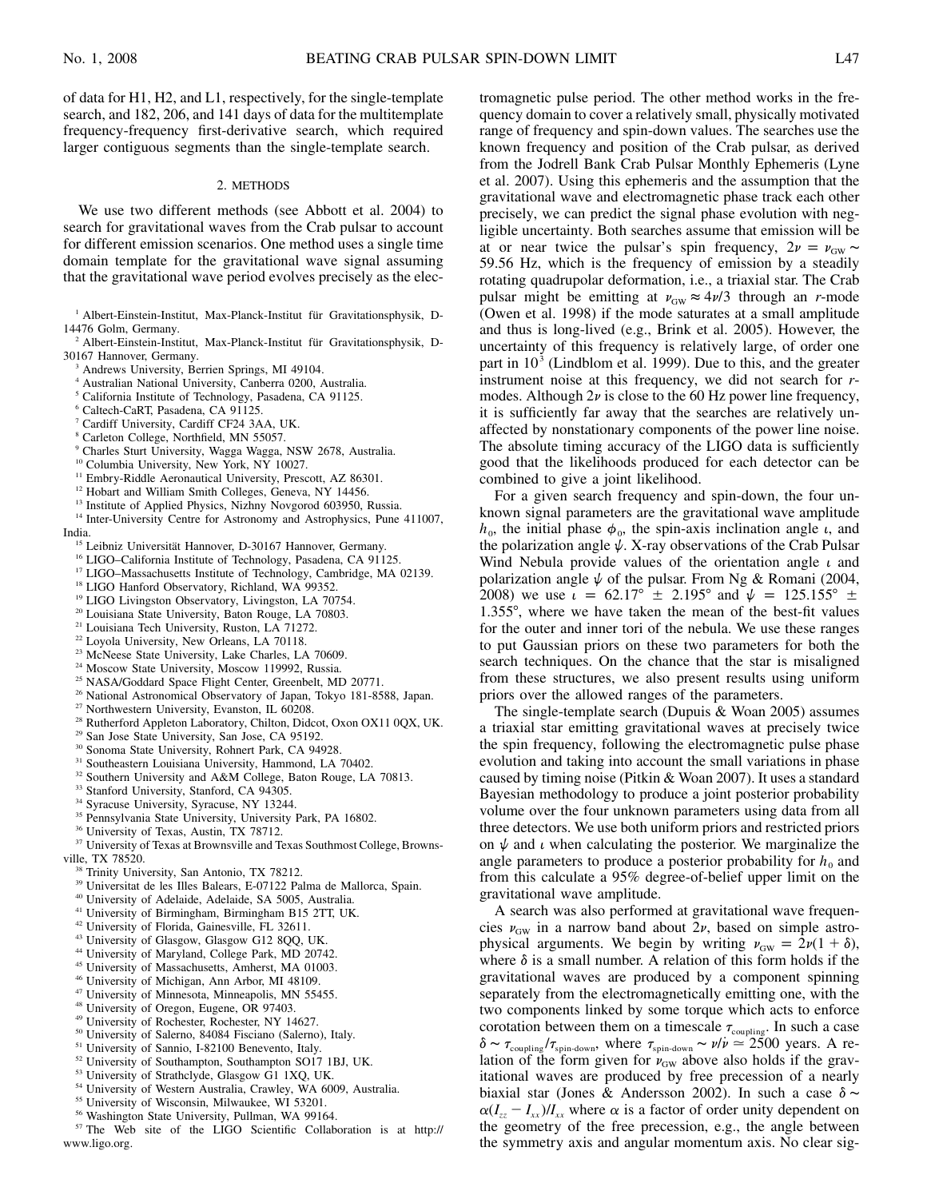of data for H1, H2, and L1, respectively, for the single-template search, and 182, 206, and 141 days of data for the multitemplate frequency-frequency first-derivative search, which required larger contiguous segments than the single-template search.

## 2. METHODS

We use two different methods (see Abbott et al. 2004) to search for gravitational waves from the Crab pulsar to account for different emission scenarios. One method uses a single time domain template for the gravitational wave signal assuming that the gravitational wave period evolves precisely as the electromagnetic pulse period. The other method works in the frequency domain to cover a relatively small, physically motivated range of frequency and spin-down values. The searches use the known frequency and position of the Crab pulsar, as derived from the Jodrell Bank Crab Pulsar Monthly Ephemeris (Lyne et al. 2007). Using this ephemeris and the assumption that the gravitational wave and electromagnetic phase track each other precisely, we can predict the signal phase evolution with negligible uncertainty. Both searches assume that emission will be at or near twice the pulsar's spin frequency, $2\nu = \nu_{\rm GW} \sim 59.56$ Hz, which is the frequency of emission by a steadily rotating quadrupolar deformation, i.e., a triaxial star. The Crab pulsar might be emitting at $\nu_{\rm GW} \approx 4\nu/3$ through an $r$-mode (Owen et al. 1998) if the mode saturates at a small amplitude and thus is long-lived (e.g., Brink et al. 2005). However, the uncertainty of this frequency is relatively large, of order one part in $10^3$ (Lindblom et al. 1999). Due to this, and the greater instrument noise at this frequency, we did not search for $r$-modes. Although $2\nu$ is close to the 60 Hz power line frequency, it is sufficiently far away that the searches are relatively unaffected by nonstationary components of the power line noise. The absolute timing accuracy of the LIGO data is sufficiently good that the likelihoods produced for each detector can be combined to give a joint likelihood.

For a given search frequency and spin-down, the four unknown signal parameters are the gravitational wave amplitude $h_0$, the initial phase $\phi_0$, the spin-axis inclination angle $\iota$, and the polarization angle $\psi$. X-ray observations of the Crab Pulsar Wind Nebula provide values of the orientation angle $\iota$ and polarization angle $\psi$ of the pulsar. From Ng & Romani (2004, 2008) we use $\iota = 62.17° \pm 2.195°$ and $\psi = 125.155° \pm 1.355°$, where we have taken the mean of the best-fit values for the outer and inner tori of the nebula. We use these ranges to put Gaussian priors on these two parameters for both the search techniques. On the chance that the star is misaligned from these structures, we also present results using uniform priors over the allowed ranges of the parameters.

The single-template search (Dupuis & Woan 2005) assumes a triaxial star emitting gravitational waves at precisely twice the spin frequency, following the electromagnetic pulse phase evolution and taking into account the small variations in phase caused by timing noise (Pitkin & Woan 2007). It uses a standard Bayesian methodology to produce a joint posterior probability volume over the four unknown parameters using data from all three detectors. We use both uniform priors and restricted priors on $\psi$ and $\iota$ when calculating the posterior. We marginalize the angle parameters to produce a posterior probability for $h_0$ and from this calculate a 95% degree-of-belief upper limit on the gravitational wave amplitude.

A search was also performed at gravitational wave frequencies $\nu_{\rm GW}$ in a narrow band about $2\nu$, based on simple astrophysical arguments. We begin by writing $\nu_{\rm GW} = 2\nu(1+\delta)$, where $\delta$ is a small number. A relation of this form holds if the gravitational waves are produced by a component spinning separately from the electromagnetically emitting one, with the two components linked by some torque which acts to enforce corotation between them on a timescale $\tau_{\rm coupling}$. In such a case $\delta \sim \tau_{\rm coupling}/\tau_{\rm spin\text{-}down}$, where $\tau_{\rm spin\text{-}down} \sim \nu/\dot{\nu} \simeq 2500$ years. A relation of the form given for $\nu_{\rm GW}$ above also holds if the gravitational waves are produced by free precession of a nearly biaxial star (Jones & Andersson 2002). In such a case $\delta \sim \alpha(I_{zz} - I_{xx})/I_{xx}$ where $\alpha$ is a factor of order unity dependent on the geometry of the free precession, e.g., the angle between the symmetry axis and angular momentum axis. No clear sig-

[1] Albert-Einstein-Institut, Max-Planck-Institut für Gravitationsphysik, D-14476 Golm, Germany.
[2] Albert-Einstein-Institut, Max-Planck-Institut für Gravitationsphysik, D-30167 Hannover, Germany.
[3] Andrews University, Berrien Springs, MI 49104.
[4] Australian National University, Canberra 0200, Australia.
[5] California Institute of Technology, Pasadena, CA 91125.
[6] Caltech-CaRT, Pasadena, CA 91125.
[7] Cardiff University, Cardiff CF24 3AA, UK.
[8] Carleton College, Northfield, MN 55057.
[9] Charles Sturt University, Wagga Wagga, NSW 2678, Australia.
[10] Columbia University, New York, NY 10027.
[11] Embry-Riddle Aeronautical University, Prescott, AZ 86301.
[12] Hobart and William Smith Colleges, Geneva, NY 14456.
[13] Institute of Applied Physics, Nizhny Novgorod 603950, Russia.
[14] Inter-University Centre for Astronomy and Astrophysics, Pune 411007, India.
[15] Leibniz Universität Hannover, D-30167 Hannover, Germany.
[16] LIGO–California Institute of Technology, Pasadena, CA 91125.
[17] LIGO–Massachusetts Institute of Technology, Cambridge, MA 02139.
[18] LIGO Hanford Observatory, Richland, WA 99352.
[19] LIGO Livingston Observatory, Livingston, LA 70754.
[20] Louisiana State University, Baton Rouge, LA 70803.
[21] Louisiana Tech University, Ruston, LA 71272.
[22] Loyola University, New Orleans, LA 70118.
[23] McNeese State University, Lake Charles, LA 70609.
[24] Moscow State University, Moscow 119992, Russia.
[25] NASA/Goddard Space Flight Center, Greenbelt, MD 20771.
[26] National Astronomical Observatory of Japan, Tokyo 181-8588, Japan.
[27] Northwestern University, Evanston, IL 60208.
[28] Rutherford Appleton Laboratory, Chilton, Didcot, Oxon OX11 0QX, UK.
[29] San Jose State University, San Jose, CA 95192.
[30] Sonoma State University, Rohnert Park, CA 94928.
[31] Southeastern Louisiana University, Hammond, LA 70402.
[32] Southern University and A&M College, Baton Rouge, LA 70813.
[33] Stanford University, Stanford, CA 94305.
[34] Syracuse University, Syracuse, NY 13244.
[35] Pennsylvania State University, University Park, PA 16802.
[36] University of Texas, Austin, TX 78712.
[37] University of Texas at Brownsville and Texas Southmost College, Brownsville, TX 78520.
[38] Trinity University, San Antonio, TX 78212.
[39] Universitat de les Illes Balears, E-07122 Palma de Mallorca, Spain.
[40] University of Adelaide, Adelaide, SA 5005, Australia.
[41] University of Birmingham, Birmingham B15 2TT, UK.
[42] University of Florida, Gainesville, FL 32611.
[43] University of Glasgow, Glasgow G12 8QQ, UK.
[44] University of Maryland, College Park, MD 20742.
[45] University of Massachusetts, Amherst, MA 01003.
[46] University of Michigan, Ann Arbor, MI 48109.
[47] University of Minnesota, Minneapolis, MN 55455.
[48] University of Oregon, Eugene, OR 97403.
[49] University of Rochester, Rochester, NY 14627.
[50] University of Salerno, 84084 Fisciano (Salerno), Italy.
[51] University of Sannio, I-82100 Benevento, Italy.
[52] University of Southampton, Southampton SO17 1BJ, UK.
[53] University of Strathclyde, Glasgow G1 1XQ, UK.
[54] University of Western Australia, Crawley, WA 6009, Australia.
[55] University of Wisconsin, Milwaukee, WI 53201.
[56] Washington State University, Pullman, WA 99164.
[57] The Web site of the LIGO Scientific Collaboration is at http://www.ligo.org.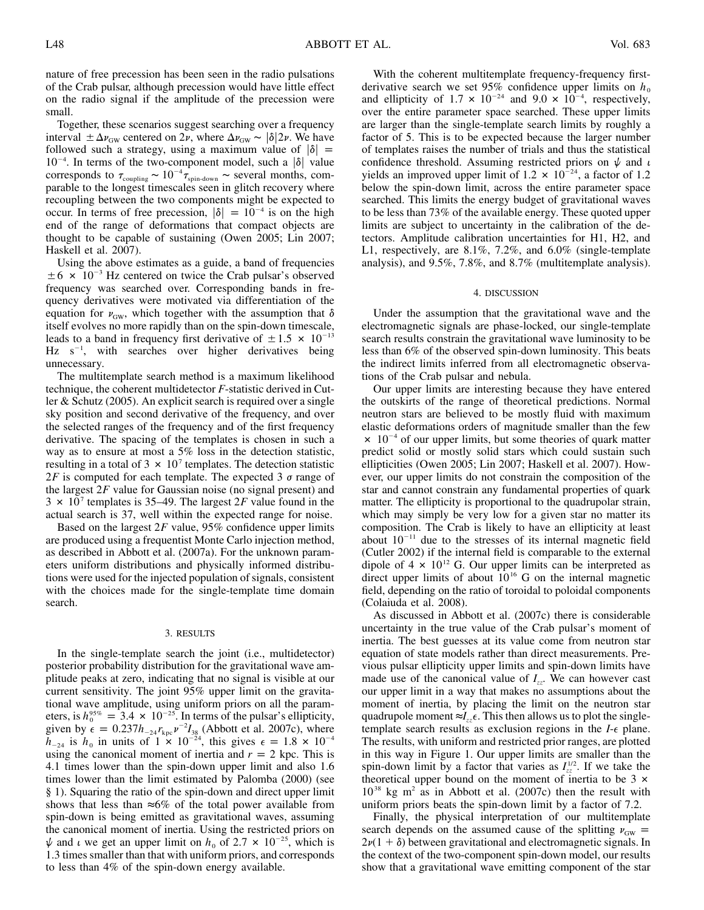nature of free precession has been seen in the radio pulsations of the Crab pulsar, although precession would have little effect on the radio signal if the amplitude of the precession were small.

Together, these scenarios suggest searching over a frequency interval $\pm\Delta\nu_{\rm GW}$ centered on $2\nu$, where $\Delta\nu_{\rm GW} \sim |\delta|2\nu$. We have followed such a strategy, using a maximum value of $|\delta| = 10^{-4}$. In terms of the two-component model, such a $|\delta|$ value corresponds to $\tau_{\rm coupling} \sim 10^{-4}\tau_{\rm spin\text{-}down} \sim$ several months, comparable to the longest timescales seen in glitch recovery where recoupling between the two components might be expected to occur. In terms of free precession, $|\delta| = 10^{-4}$ is on the high end of the range of deformations that compact objects are thought to be capable of sustaining (Owen 2005; Lin 2007; Haskell et al. 2007).

Using the above estimates as a guide, a band of frequencies $\pm 6 \times 10^{-3}$ Hz centered on twice the Crab pulsar's observed frequency was searched over. Corresponding bands in frequency derivatives were motivated via differentiation of the equation for $\nu_{\rm GW}$, which together with the assumption that $\delta$ itself evolves no more rapidly than on the spin-down timescale, leads to a band in frequency first derivative of $\pm 1.5 \times 10^{-13}$ Hz s$^{-1}$, with searches over higher derivatives being unnecessary.

The multitemplate search method is a maximum likelihood technique, the coherent multidetector $\mathcal{F}$-statistic derived in Cutler & Schutz (2005). An explicit search is required over a single sky position and second derivative of the frequency, and over the selected ranges of the frequency and of the first frequency derivative. The spacing of the templates is chosen in such a way as to ensure at most a 5% loss in the detection statistic, resulting in a total of $3 \times 10^7$ templates. The detection statistic $2\mathcal{F}$ is computed for each template. The expected 3 $\sigma$ range of the largest $2\mathcal{F}$ value for Gaussian noise (no signal present) and $3 \times 10^7$ templates is 35–49. The largest $2\mathcal{F}$ value found in the actual search is 37, well within the expected range for noise.

Based on the largest $2\mathcal{F}$ value, 95% confidence upper limits are produced using a frequentist Monte Carlo injection method, as described in Abbott et al. (2007a). For the unknown parameters uniform distributions and physically informed distributions were used for the injected population of signals, consistent with the choices made for the single-template time domain search.

## 3. RESULTS

In the single-template search the joint (i.e., multidetector) posterior probability distribution for the gravitational wave amplitude peaks at zero, indicating that no signal is visible at our current sensitivity. The joint 95% upper limit on the gravitational wave amplitude, using uniform priors on all the parameters, is $h_0^{95\%} = 3.4 \times 10^{-25}$. In terms of the pulsar's ellipticity, given by $\epsilon = 0.237 h_{-24} r_{\rm kpc} \nu^{-2} I_{38}$ (Abbott et al. 2007c), where $h_{-24}$ is $h_0$ in units of $1 \times 10^{-24}$, this gives $\epsilon = 1.8 \times 10^{-4}$ using the canonical moment of inertia and $r = 2$ kpc. This is 4.1 times lower than the spin-down upper limit and also 1.6 times lower than the limit estimated by Palomba (2000) (see § 1). Squaring the ratio of the spin-down and direct upper limit shows that less than $\approx$6% of the total power available from spin-down is being emitted as gravitational waves, assuming the canonical moment of inertia. Using the restricted priors on $\psi$ and $\iota$ we get an upper limit on $h_0$ of $2.7 \times 10^{-25}$, which is 1.3 times smaller than that with uniform priors, and corresponds to less than 4% of the spin-down energy available.

With the coherent multitemplate frequency-frequency first-derivative search we set 95% confidence upper limits on $h_0$ and ellipticity of $1.7 \times 10^{-24}$ and $9.0 \times 10^{-4}$, respectively, over the entire parameter space searched. These upper limits are larger than the single-template search limits by roughly a factor of 5. This is to be expected because the larger number of templates raises the number of trials and thus the statistical confidence threshold. Assuming restricted priors on $\psi$ and $\iota$ yields an improved upper limit of $1.2 \times 10^{-24}$, a factor of 1.2 below the spin-down limit, across the entire parameter space searched. This limits the energy budget of gravitational waves to be less than 73% of the available energy. These quoted upper limits are subject to uncertainty in the calibration of the detectors. Amplitude calibration uncertainties for H1, H2, and L1, respectively, are 8.1%, 7.2%, and 6.0% (single-template analysis), and 9.5%, 7.8%, and 8.7% (multitemplate analysis).

## 4. DISCUSSION

Under the assumption that the gravitational wave and the electromagnetic signals are phase-locked, our single-template search results constrain the gravitational wave luminosity to be less than 6% of the observed spin-down luminosity. This beats the indirect limits inferred from all electromagnetic observations of the Crab pulsar and nebula.

Our upper limits are interesting because they have entered the outskirts of the range of theoretical predictions. Normal neutron stars are believed to be mostly fluid with maximum elastic deformations orders of magnitude smaller than the few $\times 10^{-4}$ of our upper limits, but some theories of quark matter predict solid or mostly solid stars which could sustain such ellipticities (Owen 2005; Lin 2007; Haskell et al. 2007). However, our upper limits do not constrain the composition of the star and cannot constrain any fundamental properties of quark matter. The ellipticity is proportional to the quadrupolar strain, which may simply be very low for a given star no matter its composition. The Crab is likely to have an ellipticity at least about $10^{-11}$ due to the stresses of its internal magnetic field (Cutler 2002) if the internal field is comparable to the external dipole of $4 \times 10^{12}$ G. Our upper limits can be interpreted as direct upper limits of about $10^{16}$ G on the internal magnetic field, depending on the ratio of toroidal to poloidal components (Colaiuda et al. 2008).

As discussed in Abbott et al. (2007c) there is considerable uncertainty in the true value of the Crab pulsar's moment of inertia. The best guesses at its value come from neutron star equation of state models rather than direct measurements. Previous pulsar ellipticity upper limits and spin-down limits have made use of the canonical value of $I_{zz}$. We can however cast our upper limit in a way that makes no assumptions about the moment of inertia, by placing the limit on the neutron star quadrupole moment $\approx I_{zz}\epsilon$. This then allows us to plot the single-template search results as exclusion regions in the $I$-$\epsilon$ plane. The results, with uniform and restricted prior ranges, are plotted in this way in Figure 1. Our upper limits are smaller than the spin-down limit by a factor that varies as $I_{zz}^{1/2}$. If we take the theoretical upper bound on the moment of inertia to be $3 \times 10^{38}$ kg m$^2$ as in Abbott et al. (2007c) then the result with uniform priors beats the spin-down limit by a factor of 7.2.

Finally, the physical interpretation of our multitemplate search depends on the assumed cause of the splitting $\nu_{\rm GW} = 2\nu(1 + \delta)$ between gravitational and electromagnetic signals. In the context of the two-component spin-down model, our results show that a gravitational wave emitting component of the star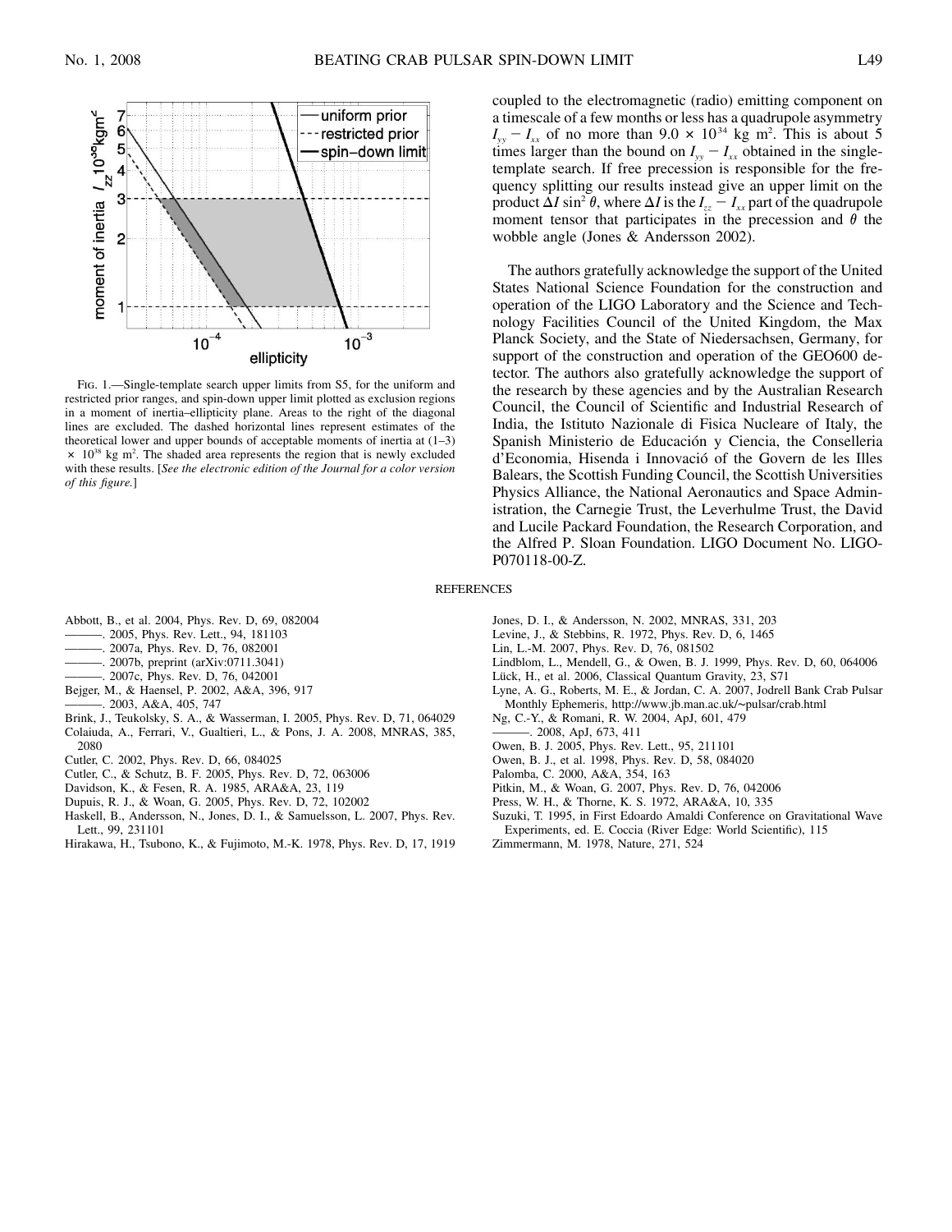uniform prior
restricted prior
spin–down limit
moment of inertia $I_{zz}$ $10^{38}$kgm$^2$
7
6
5
4
3
2
1
$10^{-4}$
$10^{-3}$
ellipticity

Fig. 1.—Single-template search upper limits from S5, for the uniform and restricted prior ranges, and spin-down upper limit plotted as exclusion regions in a moment of inertia–ellipticity plane. Areas to the right of the diagonal lines are excluded. The dashed horizontal lines represent estimates of the theoretical lower and upper bounds of acceptable moments of inertia at (1–3) $\times\ 10^{38}$ kg m$^2$. The shaded area represents the region that is newly excluded with these results. [*See the electronic edition of the Journal for a color version of this figure.*]

coupled to the electromagnetic (radio) emitting component on a timescale of a few months or less has a quadrupole asymmetry $I_{yy} - I_{xx}$ of no more than $9.0 \times 10^{34}$ kg m$^2$. This is about 5 times larger than the bound on $I_{yy} - I_{xx}$ obtained in the single-template search. If free precession is responsible for the frequency splitting our results instead give an upper limit on the product $\Delta I \sin^2 \theta$, where $\Delta I$ is the $I_{zz} - I_{xx}$ part of the quadrupole moment tensor that participates in the precession and $\theta$ the wobble angle (Jones & Andersson 2002).

The authors gratefully acknowledge the support of the United States National Science Foundation for the construction and operation of the LIGO Laboratory and the Science and Technology Facilities Council of the United Kingdom, the Max Planck Society, and the State of Niedersachsen, Germany, for support of the construction and operation of the GEO600 detector. The authors also gratefully acknowledge the support of the research by these agencies and by the Australian Research Council, the Council of Scientific and Industrial Research of India, the Istituto Nazionale di Fisica Nucleare of Italy, the Spanish Ministerio de Educación y Ciencia, the Conselleria d'Economia, Hisenda i Innovació of the Govern de les Illes Balears, the Scottish Funding Council, the Scottish Universities Physics Alliance, the National Aeronautics and Space Administration, the Carnegie Trust, the Leverhulme Trust, the David and Lucile Packard Foundation, the Research Corporation, and the Alfred P. Sloan Foundation. LIGO Document No. LIGO-P070118-00-Z.

## REFERENCES

Abbott, B., et al. 2004, Phys. Rev. D, 69, 082004
———. 2005, Phys. Rev. Lett., 94, 181103
———. 2007a, Phys. Rev. D, 76, 082001
———. 2007b, preprint (arXiv:0711.3041)
———. 2007c, Phys. Rev. D, 76, 042001
Bejger, M., & Haensel, P. 2002, A&A, 396, 917
———. 2003, A&A, 405, 747
Brink, J., Teukolsky, S. A., & Wasserman, I. 2005, Phys. Rev. D, 71, 064029
Colaiuda, A., Ferrari, V., Gualtieri, L., & Pons, J. A. 2008, MNRAS, 385, 2080
Cutler, C. 2002, Phys. Rev. D, 66, 084025
Cutler, C., & Schutz, B. F. 2005, Phys. Rev. D, 72, 063006
Davidson, K., & Fesen, R. A. 1985, ARA&A, 23, 119
Dupuis, R. J., & Woan, G. 2005, Phys. Rev. D, 72, 102002
Haskell, B., Andersson, N., Jones, D. I., & Samuelsson, L. 2007, Phys. Rev. Lett., 99, 231101
Hirakawa, H., Tsubono, K., & Fujimoto, M.-K. 1978, Phys. Rev. D, 17, 1919
Jones, D. I., & Andersson, N. 2002, MNRAS, 331, 203
Levine, J., & Stebbins, R. 1972, Phys. Rev. D, 6, 1465
Lin, L.-M. 2007, Phys. Rev. D, 76, 081502
Lindblom, L., Mendell, G., & Owen, B. J. 1999, Phys. Rev. D, 60, 064006
Lück, H., et al. 2006, Classical Quantum Gravity, 23, S71
Lyne, A. G., Roberts, M. E., & Jordan, C. A. 2007, Jodrell Bank Crab Pulsar Monthly Ephemeris, http://www.jb.man.ac.uk/~pulsar/crab.html
Ng, C.-Y., & Romani, R. W. 2004, ApJ, 601, 479
———. 2008, ApJ, 673, 411
Owen, B. J. 2005, Phys. Rev. Lett., 95, 211101
Owen, B. J., et al. 1998, Phys. Rev. D, 58, 084020
Palomba, C. 2000, A&A, 354, 163
Pitkin, M., & Woan, G. 2007, Phys. Rev. D, 76, 042006
Press, W. H., & Thorne, K. S. 1972, ARA&A, 10, 335
Suzuki, T. 1995, in First Edoardo Amaldi Conference on Gravitational Wave Experiments, ed. E. Coccia (River Edge: World Scientific), 115
Zimmermann, M. 1978, Nature, 271, 524